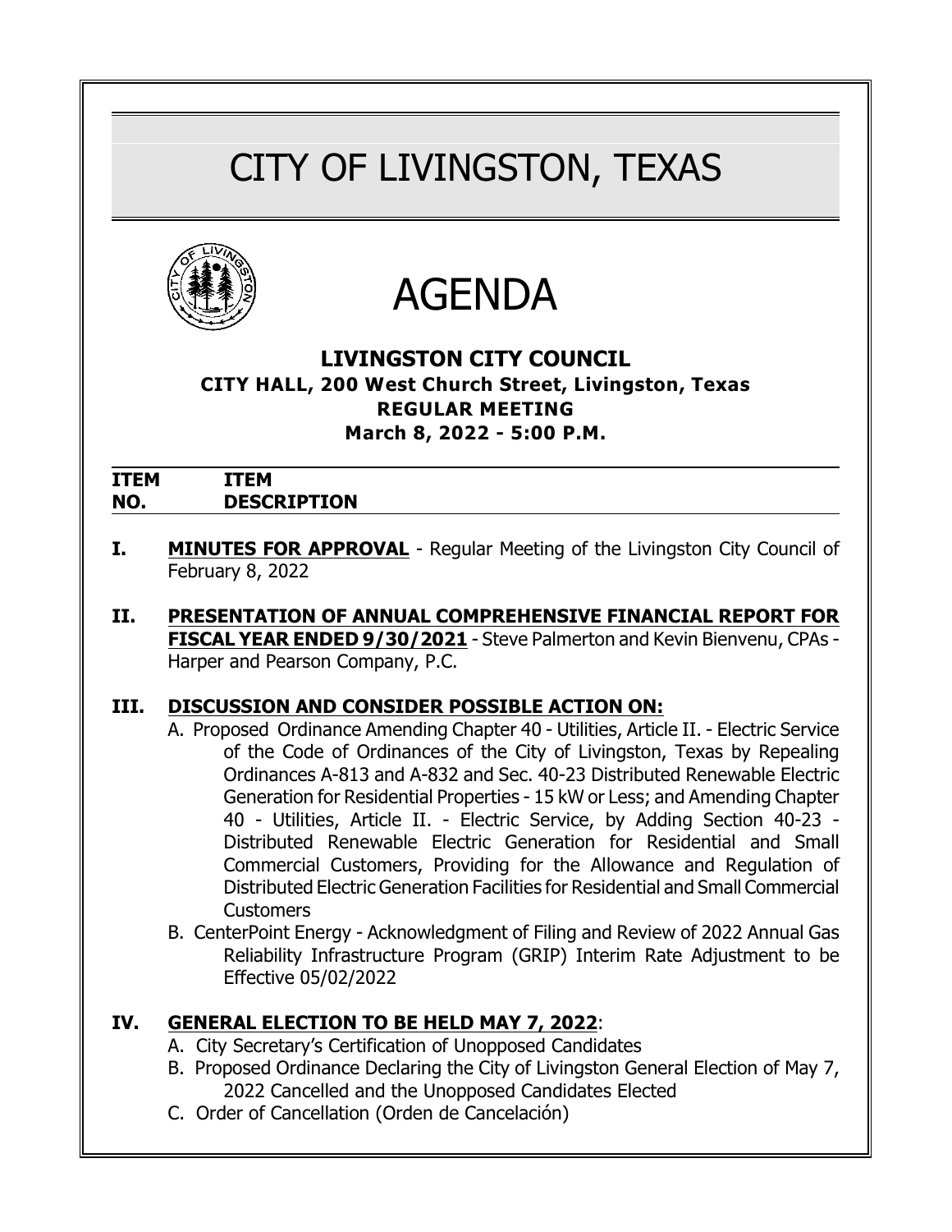# CITY OF LIVINGSTON, TEXAS

# AGENDA

## LIVINGSTON CITY COUNCIL

**CITY HALL, 200 West Church Street, Livingston, Texas**

**REGULAR MEETING**

**March 8, 2022 - 5:00 P.M.**

| ITEM NO. | ITEM DESCRIPTION |
|---|---|

**I. MINUTES FOR APPROVAL** - Regular Meeting of the Livingston City Council of February 8, 2022

**II. PRESENTATION OF ANNUAL COMPREHENSIVE FINANCIAL REPORT FOR FISCAL YEAR ENDED 9/30/2021** - Steve Palmerton and Kevin Bienvenu, CPAs - Harper and Pearson Company, P.C.

**III. DISCUSSION AND CONSIDER POSSIBLE ACTION ON:**

A. Proposed Ordinance Amending Chapter 40 - Utilities, Article II. - Electric Service of the Code of Ordinances of the City of Livingston, Texas by Repealing Ordinances A-813 and A-832 and Sec. 40-23 Distributed Renewable Electric Generation for Residential Properties - 15 kW or Less; and Amending Chapter 40 - Utilities, Article II. - Electric Service, by Adding Section 40-23 - Distributed Renewable Electric Generation for Residential and Small Commercial Customers, Providing for the Allowance and Regulation of Distributed Electric Generation Facilities for Residential and Small Commercial Customers

B. CenterPoint Energy - Acknowledgment of Filing and Review of 2022 Annual Gas Reliability Infrastructure Program (GRIP) Interim Rate Adjustment to be Effective 05/02/2022

**IV. GENERAL ELECTION TO BE HELD MAY 7, 2022:**

A. City Secretary's Certification of Unopposed Candidates

B. Proposed Ordinance Declaring the City of Livingston General Election of May 7, 2022 Cancelled and the Unopposed Candidates Elected

C. Order of Cancellation (Orden de Cancelación)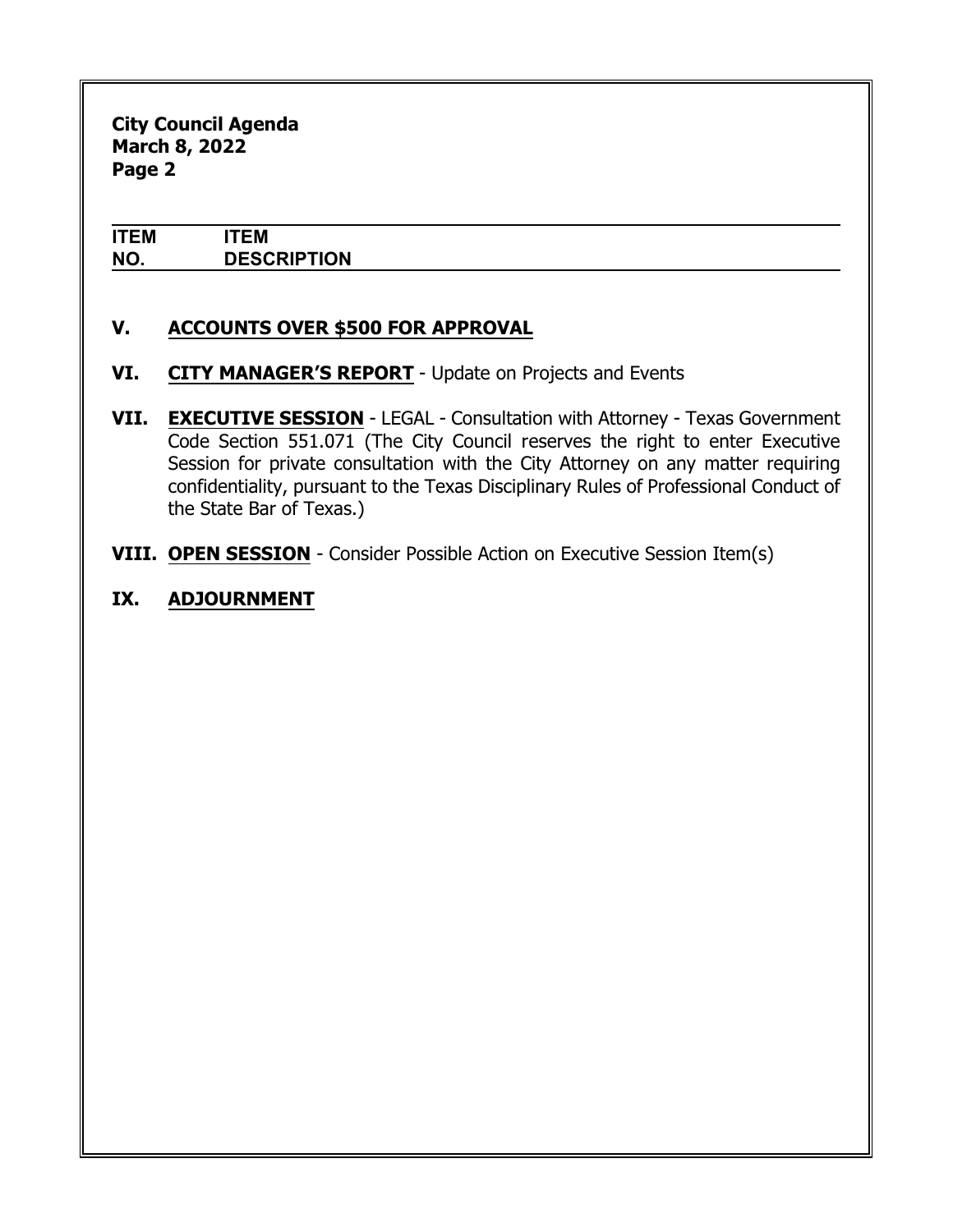| ITEM NO. | ITEM DESCRIPTION |
|---|---|

**V. ACCOUNTS OVER $500 FOR APPROVAL**

**VI. CITY MANAGER'S REPORT** - Update on Projects and Events

**VII. EXECUTIVE SESSION** - LEGAL - Consultation with Attorney - Texas Government Code Section 551.071 (The City Council reserves the right to enter Executive Session for private consultation with the City Attorney on any matter requiring confidentiality, pursuant to the Texas Disciplinary Rules of Professional Conduct of the State Bar of Texas.)

**VIII. OPEN SESSION** - Consider Possible Action on Executive Session Item(s)

**IX. ADJOURNMENT**